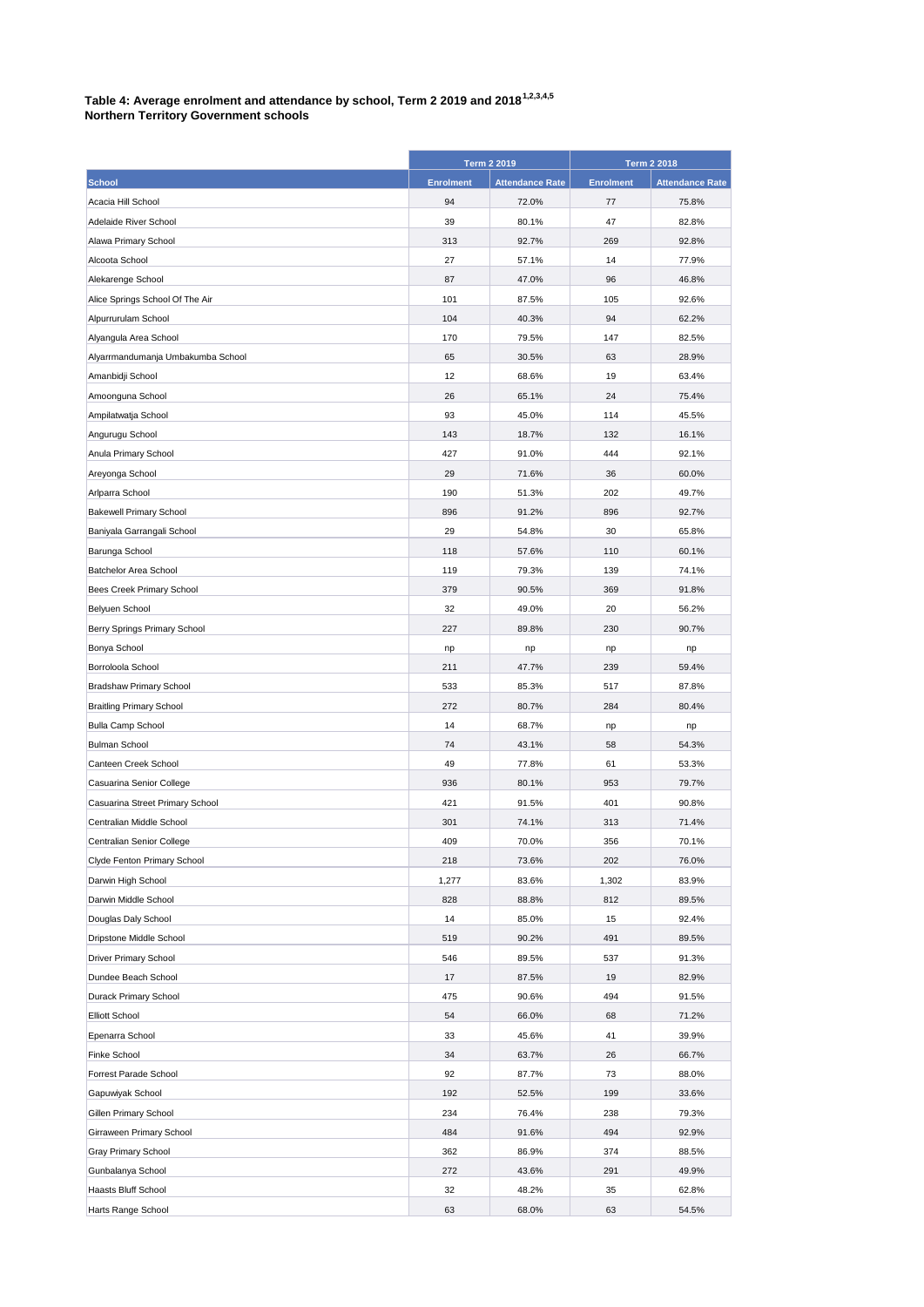**Table 4: Average enrolment and attendance by school, Term 2 2019 and 2018[1,2,3,4,5]**
**Northern Territory Government schools**

| | Term 2 2019 | | Term 2 2018 | |
|---|---|---|---|---|
| **School** | **Enrolment** | **Attendance Rate** | **Enrolment** | **Attendance Rate** |
| Acacia Hill School | 94 | 72.0% | 77 | 75.8% |
| Adelaide River School | 39 | 80.1% | 47 | 82.8% |
| Alawa Primary School | 313 | 92.7% | 269 | 92.8% |
| Alcoota School | 27 | 57.1% | 14 | 77.9% |
| Alekarenge School | 87 | 47.0% | 96 | 46.8% |
| Alice Springs School Of The Air | 101 | 87.5% | 105 | 92.6% |
| Alpurrurulam School | 104 | 40.3% | 94 | 62.2% |
| Alyangula Area School | 170 | 79.5% | 147 | 82.5% |
| Alyarrmandumanja Umbakumba School | 65 | 30.5% | 63 | 28.9% |
| Amanbidji School | 12 | 68.6% | 19 | 63.4% |
| Amoonguna School | 26 | 65.1% | 24 | 75.4% |
| Ampilatwatja School | 93 | 45.0% | 114 | 45.5% |
| Angurugu School | 143 | 18.7% | 132 | 16.1% |
| Anula Primary School | 427 | 91.0% | 444 | 92.1% |
| Areyonga School | 29 | 71.6% | 36 | 60.0% |
| Arlparra School | 190 | 51.3% | 202 | 49.7% |
| Bakewell Primary School | 896 | 91.2% | 896 | 92.7% |
| Baniyala Garrangali School | 29 | 54.8% | 30 | 65.8% |
| Barunga School | 118 | 57.6% | 110 | 60.1% |
| Batchelor Area School | 119 | 79.3% | 139 | 74.1% |
| Bees Creek Primary School | 379 | 90.5% | 369 | 91.8% |
| Belyuen School | 32 | 49.0% | 20 | 56.2% |
| Berry Springs Primary School | 227 | 89.8% | 230 | 90.7% |
| Bonya School | np | np | np | np |
| Borroloola School | 211 | 47.7% | 239 | 59.4% |
| Bradshaw Primary School | 533 | 85.3% | 517 | 87.8% |
| Braitling Primary School | 272 | 80.7% | 284 | 80.4% |
| Bulla Camp School | 14 | 68.7% | np | np |
| Bulman School | 74 | 43.1% | 58 | 54.3% |
| Canteen Creek School | 49 | 77.8% | 61 | 53.3% |
| Casuarina Senior College | 936 | 80.1% | 953 | 79.7% |
| Casuarina Street Primary School | 421 | 91.5% | 401 | 90.8% |
| Centralian Middle School | 301 | 74.1% | 313 | 71.4% |
| Centralian Senior College | 409 | 70.0% | 356 | 70.1% |
| Clyde Fenton Primary School | 218 | 73.6% | 202 | 76.0% |
| Darwin High School | 1,277 | 83.6% | 1,302 | 83.9% |
| Darwin Middle School | 828 | 88.8% | 812 | 89.5% |
| Douglas Daly School | 14 | 85.0% | 15 | 92.4% |
| Dripstone Middle School | 519 | 90.2% | 491 | 89.5% |
| Driver Primary School | 546 | 89.5% | 537 | 91.3% |
| Dundee Beach School | 17 | 87.5% | 19 | 82.9% |
| Durack Primary School | 475 | 90.6% | 494 | 91.5% |
| Elliott School | 54 | 66.0% | 68 | 71.2% |
| Epenarra School | 33 | 45.6% | 41 | 39.9% |
| Finke School | 34 | 63.7% | 26 | 66.7% |
| Forrest Parade School | 92 | 87.7% | 73 | 88.0% |
| Gapuwiyak School | 192 | 52.5% | 199 | 33.6% |
| Gillen Primary School | 234 | 76.4% | 238 | 79.3% |
| Girraween Primary School | 484 | 91.6% | 494 | 92.9% |
| Gray Primary School | 362 | 86.9% | 374 | 88.5% |
| Gunbalanya School | 272 | 43.6% | 291 | 49.9% |
| Haasts Bluff School | 32 | 48.2% | 35 | 62.8% |
| Harts Range School | 63 | 68.0% | 63 | 54.5% |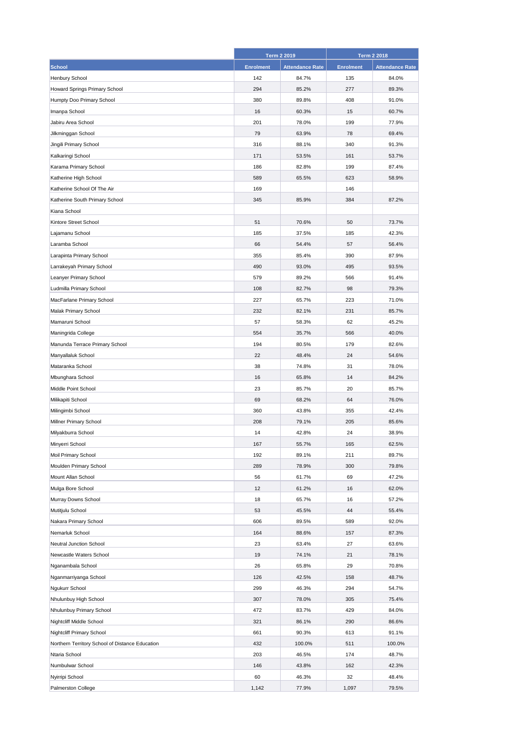| School | Term 2 2019 | | Term 2 2018 | |
|---|---|---|---|---|
| | Enrolment | Attendance Rate | Enrolment | Attendance Rate |
| Henbury School | 142 | 84.7% | 135 | 84.0% |
| Howard Springs Primary School | 294 | 85.2% | 277 | 89.3% |
| Humpty Doo Primary School | 380 | 89.8% | 408 | 91.0% |
| Imanpa School | 16 | 60.3% | 15 | 60.7% |
| Jabiru Area School | 201 | 78.0% | 199 | 77.9% |
| Jilkminggan School | 79 | 63.9% | 78 | 69.4% |
| Jingili Primary School | 316 | 88.1% | 340 | 91.3% |
| Kalkaringi School | 171 | 53.5% | 161 | 53.7% |
| Karama Primary School | 186 | 82.8% | 199 | 87.4% |
| Katherine High School | 589 | 65.5% | 623 | 58.9% |
| Katherine School Of The Air | 169 | | 146 | |
| Katherine South Primary School | 345 | 85.9% | 384 | 87.2% |
| Kiana School | | | | |
| Kintore Street School | 51 | 70.6% | 50 | 73.7% |
| Lajamanu School | 185 | 37.5% | 185 | 42.3% |
| Laramba School | 66 | 54.4% | 57 | 56.4% |
| Larapinta Primary School | 355 | 85.4% | 390 | 87.9% |
| Larrakeyah Primary School | 490 | 93.0% | 495 | 93.5% |
| Leanyer Primary School | 579 | 89.2% | 566 | 91.4% |
| Ludmilla Primary School | 108 | 82.7% | 98 | 79.3% |
| MacFarlane Primary School | 227 | 65.7% | 223 | 71.0% |
| Malak Primary School | 232 | 82.1% | 231 | 85.7% |
| Mamaruni School | 57 | 58.3% | 62 | 45.2% |
| Maningrida College | 554 | 35.7% | 566 | 40.0% |
| Manunda Terrace Primary School | 194 | 80.5% | 179 | 82.6% |
| Manyallaluk School | 22 | 48.4% | 24 | 54.6% |
| Mataranka School | 38 | 74.8% | 31 | 78.0% |
| Mbunghara School | 16 | 65.8% | 14 | 84.2% |
| Middle Point School | 23 | 85.7% | 20 | 85.7% |
| Milikapiti School | 69 | 68.2% | 64 | 76.0% |
| Milingimbi School | 360 | 43.8% | 355 | 42.4% |
| Millner Primary School | 208 | 79.1% | 205 | 85.6% |
| Milyakburra School | 14 | 42.8% | 24 | 38.9% |
| Minyerri School | 167 | 55.7% | 165 | 62.5% |
| Moil Primary School | 192 | 89.1% | 211 | 89.7% |
| Moulden Primary School | 289 | 78.9% | 300 | 79.8% |
| Mount Allan School | 56 | 61.7% | 69 | 47.2% |
| Mulga Bore School | 12 | 61.2% | 16 | 62.0% |
| Murray Downs School | 18 | 65.7% | 16 | 57.2% |
| Mutitjulu School | 53 | 45.5% | 44 | 55.4% |
| Nakara Primary School | 606 | 89.5% | 589 | 92.0% |
| Nemarluk School | 164 | 88.6% | 157 | 87.3% |
| Neutral Junction School | 23 | 63.4% | 27 | 63.6% |
| Newcastle Waters School | 19 | 74.1% | 21 | 78.1% |
| Nganambala School | 26 | 65.8% | 29 | 70.8% |
| Nganmarriyanga School | 126 | 42.5% | 158 | 48.7% |
| Ngukurr School | 299 | 46.3% | 294 | 54.7% |
| Nhulunbuy High School | 307 | 78.0% | 305 | 75.4% |
| Nhulunbuy Primary School | 472 | 83.7% | 429 | 84.0% |
| Nightcliff Middle School | 321 | 86.1% | 290 | 86.6% |
| Nightcliff Primary School | 661 | 90.3% | 613 | 91.1% |
| Northern Territory School of Distance Education | 432 | 100.0% | 511 | 100.0% |
| Ntaria School | 203 | 46.5% | 174 | 48.7% |
| Numbulwar School | 146 | 43.8% | 162 | 42.3% |
| Nyirripi School | 60 | 46.3% | 32 | 48.4% |
| Palmerston College | 1,142 | 77.9% | 1,097 | 79.5% |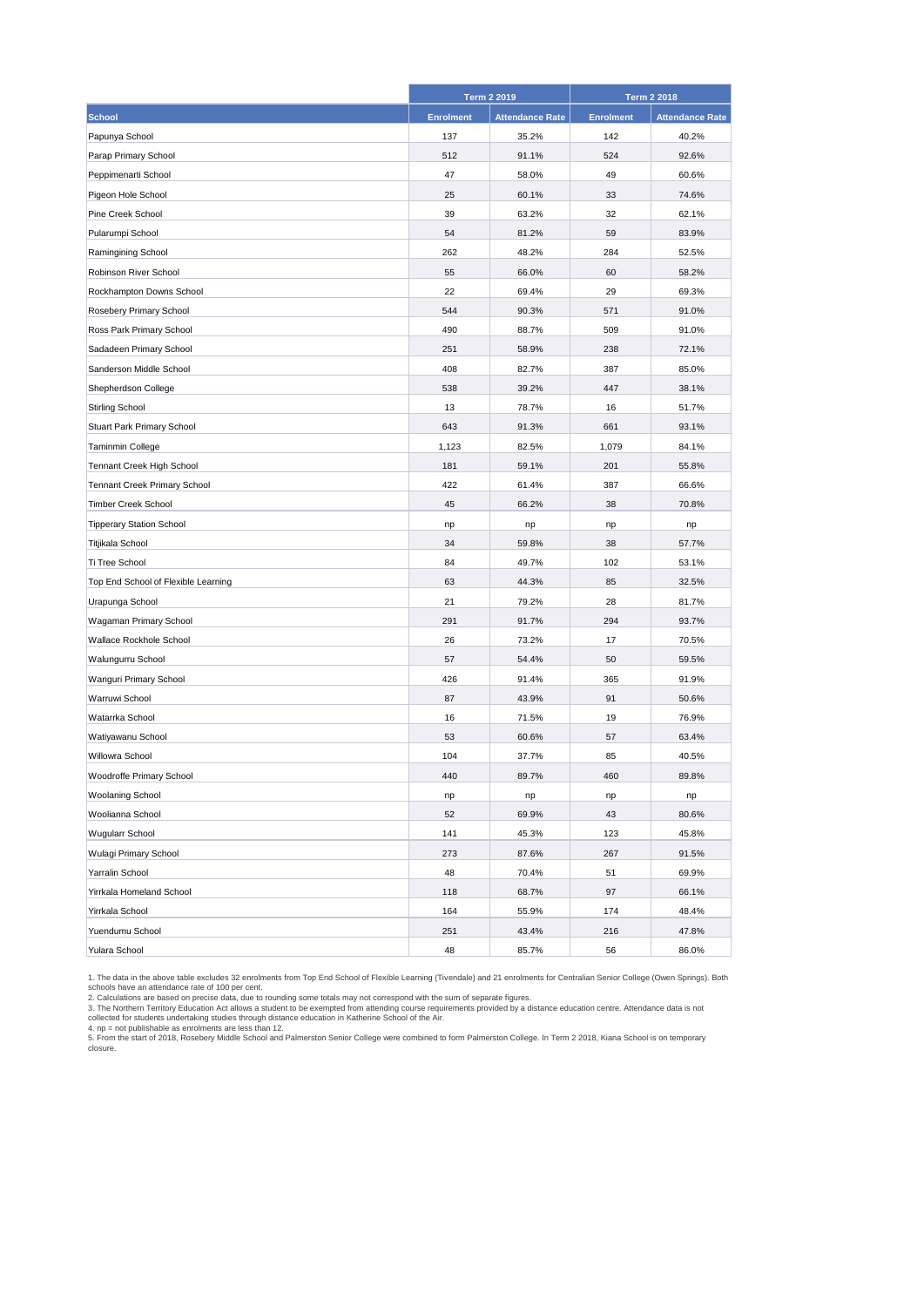| | Term 2 2019 | | Term 2 2018 | |
|---|---|---|---|---|
| **School** | **Enrolment** | **Attendance Rate** | **Enrolment** | **Attendance Rate** |
| Papunya School | 137 | 35.2% | 142 | 40.2% |
| Parap Primary School | 512 | 91.1% | 524 | 92.6% |
| Peppimenarti School | 47 | 58.0% | 49 | 60.6% |
| Pigeon Hole School | 25 | 60.1% | 33 | 74.6% |
| Pine Creek School | 39 | 63.2% | 32 | 62.1% |
| Pularumpi School | 54 | 81.2% | 59 | 83.9% |
| Ramingining School | 262 | 48.2% | 284 | 52.5% |
| Robinson River School | 55 | 66.0% | 60 | 58.2% |
| Rockhampton Downs School | 22 | 69.4% | 29 | 69.3% |
| Rosebery Primary School | 544 | 90.3% | 571 | 91.0% |
| Ross Park Primary School | 490 | 88.7% | 509 | 91.0% |
| Sadadeen Primary School | 251 | 58.9% | 238 | 72.1% |
| Sanderson Middle School | 408 | 82.7% | 387 | 85.0% |
| Shepherdson College | 538 | 39.2% | 447 | 38.1% |
| Stirling School | 13 | 78.7% | 16 | 51.7% |
| Stuart Park Primary School | 643 | 91.3% | 661 | 93.1% |
| Taminmin College | 1,123 | 82.5% | 1,079 | 84.1% |
| Tennant Creek High School | 181 | 59.1% | 201 | 55.8% |
| Tennant Creek Primary School | 422 | 61.4% | 387 | 66.6% |
| Timber Creek School | 45 | 66.2% | 38 | 70.8% |
| Tipperary Station School | np | np | np | np |
| Titjikala School | 34 | 59.8% | 38 | 57.7% |
| Ti Tree School | 84 | 49.7% | 102 | 53.1% |
| Top End School of Flexible Learning | 63 | 44.3% | 85 | 32.5% |
| Urapunga School | 21 | 79.2% | 28 | 81.7% |
| Wagaman Primary School | 291 | 91.7% | 294 | 93.7% |
| Wallace Rockhole School | 26 | 73.2% | 17 | 70.5% |
| Walungurru School | 57 | 54.4% | 50 | 59.5% |
| Wanguri Primary School | 426 | 91.4% | 365 | 91.9% |
| Warruwi School | 87 | 43.9% | 91 | 50.6% |
| Watarrka School | 16 | 71.5% | 19 | 76.9% |
| Watiyawanu School | 53 | 60.6% | 57 | 63.4% |
| Willowra School | 104 | 37.7% | 85 | 40.5% |
| Woodroffe Primary School | 440 | 89.7% | 460 | 89.8% |
| Woolaning School | np | np | np | np |
| Woolianna School | 52 | 69.9% | 43 | 80.6% |
| Wugularr School | 141 | 45.3% | 123 | 45.8% |
| Wulagi Primary School | 273 | 87.6% | 267 | 91.5% |
| Yarralin School | 48 | 70.4% | 51 | 69.9% |
| Yirrkala Homeland School | 118 | 68.7% | 97 | 66.1% |
| Yirrkala School | 164 | 55.9% | 174 | 48.4% |
| Yuendumu School | 251 | 43.4% | 216 | 47.8% |
| Yulara School | 48 | 85.7% | 56 | 86.0% |

1. The data in the above table excludes 32 enrolments from Top End School of Flexible Learning (Tivendale) and 21 enrolments for Centralian Senior College (Owen Springs). Both schools have an attendance rate of 100 per cent.
2. Calculations are based on precise data, due to rounding some totals may not correspond with the sum of separate figures.
3. The Northern Territory Education Act allows a student to be exempted from attending course requirements provided by a distance education centre. Attendance data is not collected for students undertaking studies through distance education in Katherine School of the Air.
4. np = not publishable as enrolments are less than 12.
5. From the start of 2018, Rosebery Middle School and Palmerston Senior College were combined to form Palmerston College. In Term 2 2018, Kiana School is on temporary closure.